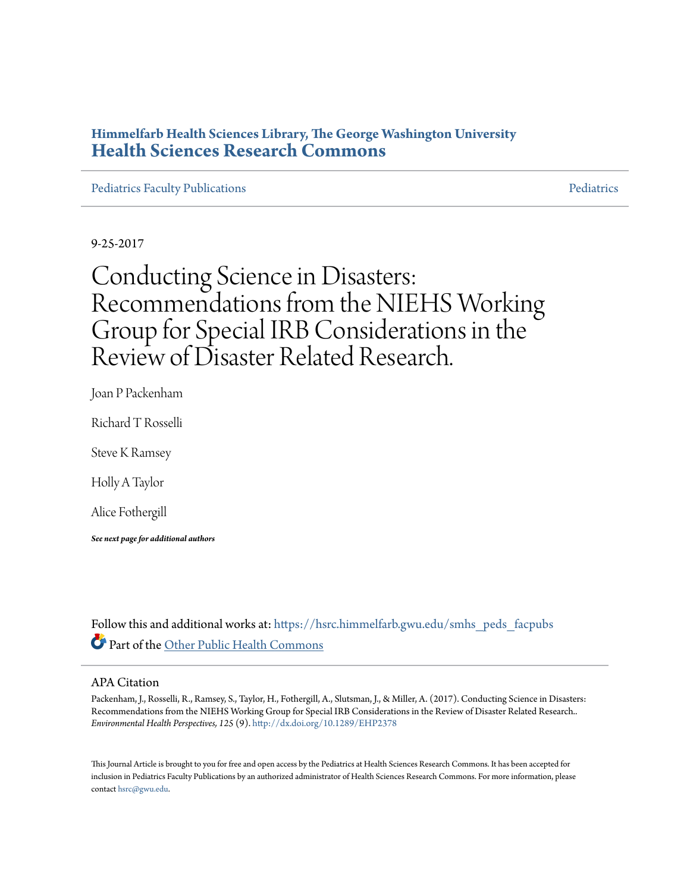Himmelfarb Health Sciences Library, The George Washington University
**Health Sciences Research Commons**

Pediatrics Faculty Publications | Pediatrics

9-25-2017

# Conducting Science in Disasters: Recommendations from the NIEHS Working Group for Special IRB Considerations in the Review of Disaster Related Research.

Joan P Packenham

Richard T Rosselli

Steve K Ramsey

Holly A Taylor

Alice Fothergill

***See next page for additional authors***

Follow this and additional works at: https://hsrc.himmelfarb.gwu.edu/smhs_peds_facpubs

Part of the Other Public Health Commons

## APA Citation

Packenham, J., Rosselli, R., Ramsey, S., Taylor, H., Fothergill, A., Slutsman, J., & Miller, A. (2017). Conducting Science in Disasters: Recommendations from the NIEHS Working Group for Special IRB Considerations in the Review of Disaster Related Research.. *Environmental Health Perspectives, 125* (9). http://dx.doi.org/10.1289/EHP2378

This Journal Article is brought to you for free and open access by the Pediatrics at Health Sciences Research Commons. It has been accepted for inclusion in Pediatrics Faculty Publications by an authorized administrator of Health Sciences Research Commons. For more information, please contact hsrc@gwu.edu.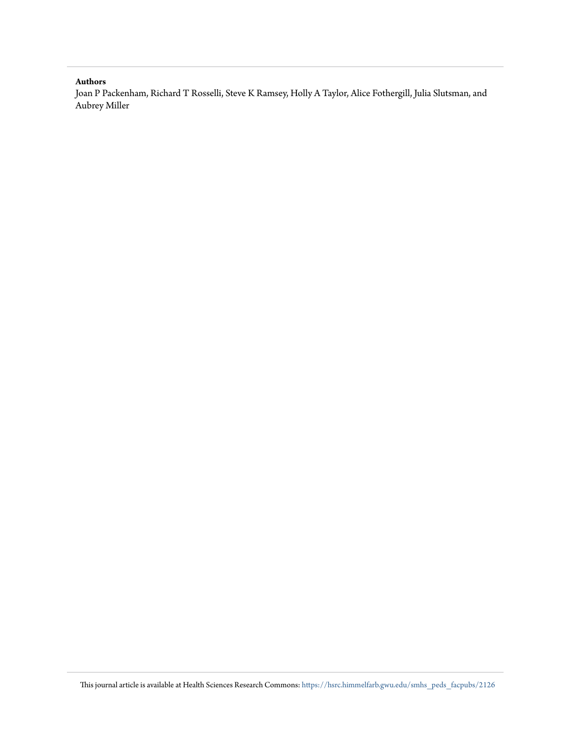**Authors**

Joan P Packenham, Richard T Rosselli, Steve K Ramsey, Holly A Taylor, Alice Fothergill, Julia Slutsman, and Aubrey Miller

This journal article is available at Health Sciences Research Commons: https://hsrc.himmelfarb.gwu.edu/smhs_peds_facpubs/2126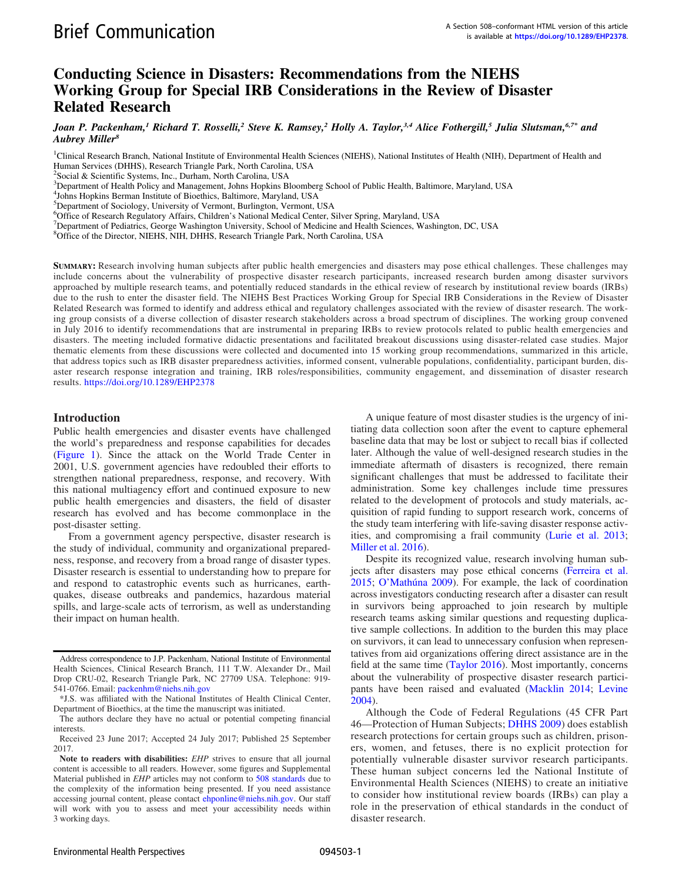# Brief Communication

A Section 508–conformant HTML version of this article is available at https://doi.org/10.1289/EHP2378.

# Conducting Science in Disasters: Recommendations from the NIEHS Working Group for Special IRB Considerations in the Review of Disaster Related Research

*Joan P. Packenham,[1] Richard T. Rosselli,[2] Steve K. Ramsey,[2] Holly A. Taylor,[3,4] Alice Fothergill,[5] Julia Slutsman,[6,7*] and Aubrey Miller[8]*

[1]Clinical Research Branch, National Institute of Environmental Health Sciences (NIEHS), National Institutes of Health (NIH), Department of Health and Human Services (DHHS), Research Triangle Park, North Carolina, USA
[2]Social & Scientific Systems, Inc., Durham, North Carolina, USA
[3]Department of Health Policy and Management, Johns Hopkins Bloomberg School of Public Health, Baltimore, Maryland, USA
[4]Johns Hopkins Berman Institute of Bioethics, Baltimore, Maryland, USA
[5]Department of Sociology, University of Vermont, Burlington, Vermont, USA
[6]Office of Research Regulatory Affairs, Children's National Medical Center, Silver Spring, Maryland, USA
[7]Department of Pediatrics, George Washington University, School of Medicine and Health Sciences, Washington, DC, USA
[8]Office of the Director, NIEHS, NIH, DHHS, Research Triangle Park, North Carolina, USA

**Summary:** Research involving human subjects after public health emergencies and disasters may pose ethical challenges. These challenges may include concerns about the vulnerability of prospective disaster research participants, increased research burden among disaster survivors approached by multiple research teams, and potentially reduced standards in the ethical review of research by institutional review boards (IRBs) due to the rush to enter the disaster field. The NIEHS Best Practices Working Group for Special IRB Considerations in the Review of Disaster Related Research was formed to identify and address ethical and regulatory challenges associated with the review of disaster research. The working group consists of a diverse collection of disaster research stakeholders across a broad spectrum of disciplines. The working group convened in July 2016 to identify recommendations that are instrumental in preparing IRBs to review protocols related to public health emergencies and disasters. The meeting included formative didactic presentations and facilitated breakout discussions using disaster-related case studies. Major thematic elements from these discussions were collected and documented into 15 working group recommendations, summarized in this article, that address topics such as IRB disaster preparedness activities, informed consent, vulnerable populations, confidentiality, participant burden, disaster research response integration and training, IRB roles/responsibilities, community engagement, and dissemination of disaster research results. https://doi.org/10.1289/EHP2378

## Introduction

Public health emergencies and disaster events have challenged the world's preparedness and response capabilities for decades (Figure 1). Since the attack on the World Trade Center in 2001, U.S. government agencies have redoubled their efforts to strengthen national preparedness, response, and recovery. With this national multiagency effort and continued exposure to new public health emergencies and disasters, the field of disaster research has evolved and has become commonplace in the post-disaster setting.

From a government agency perspective, disaster research is the study of individual, community and organizational preparedness, response, and recovery from a broad range of disaster types. Disaster research is essential to understanding how to prepare for and respond to catastrophic events such as hurricanes, earthquakes, disease outbreaks and pandemics, hazardous material spills, and large-scale acts of terrorism, as well as understanding their impact on human health.

A unique feature of most disaster studies is the urgency of initiating data collection soon after the event to capture ephemeral baseline data that may be lost or subject to recall bias if collected later. Although the value of well-designed research studies in the immediate aftermath of disasters is recognized, there remain significant challenges that must be addressed to facilitate their administration. Some key challenges include time pressures related to the development of protocols and study materials, acquisition of rapid funding to support research work, concerns of the study team interfering with life-saving disaster response activities, and compromising a frail community (Lurie et al. 2013; Miller et al. 2016).

Despite its recognized value, research involving human subjects after disasters may pose ethical concerns (Ferreira et al. 2015; O'Mathúna 2009). For example, the lack of coordination across investigators conducting research after a disaster can result in survivors being approached to join research by multiple research teams asking similar questions and requesting duplicative sample collections. In addition to the burden this may place on survivors, it can lead to unnecessary confusion when representatives from aid organizations offering direct assistance are in the field at the same time (Taylor 2016). Most importantly, concerns about the vulnerability of prospective disaster research participants have been raised and evaluated (Macklin 2014; Levine 2004).

Although the Code of Federal Regulations (45 CFR Part 46—Protection of Human Subjects; DHHS 2009) does establish research protections for certain groups such as children, prisoners, women, and fetuses, there is no explicit protection for potentially vulnerable disaster survivor research participants. These human subject concerns led the National Institute of Environmental Health Sciences (NIEHS) to create an initiative to consider how institutional review boards (IRBs) can play a role in the preservation of ethical standards in the conduct of disaster research.

---

Address correspondence to J.P. Packenham, National Institute of Environmental Health Sciences, Clinical Research Branch, 111 T.W. Alexander Dr., Mail Drop CRU-02, Research Triangle Park, NC 27709 USA. Telephone: 919-541-0766. Email: packenhm@niehs.nih.gov

*J.S. was affiliated with the National Institutes of Health Clinical Center, Department of Bioethics, at the time the manuscript was initiated.

The authors declare they have no actual or potential competing financial interests.

Received 23 June 2017; Accepted 24 July 2017; Published 25 September 2017.

**Note to readers with disabilities:** *EHP* strives to ensure that all journal content is accessible to all readers. However, some figures and Supplemental Material published in *EHP* articles may not conform to 508 standards due to the complexity of the information being presented. If you need assistance accessing journal content, please contact ehponline@niehs.nih.gov. Our staff will work with you to assess and meet your accessibility needs within 3 working days.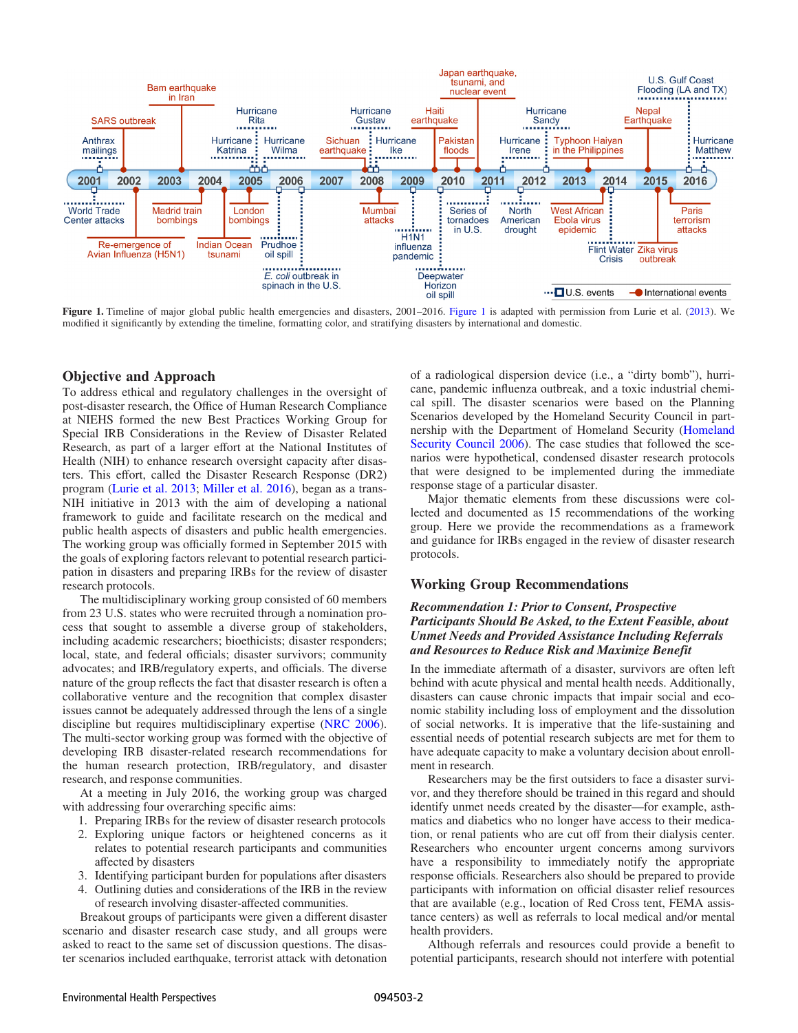**Figure 1.** Timeline of major global public health emergencies and disasters, 2001–2016. Figure 1 is adapted with permission from Lurie et al. (2013). We modified it significantly by extending the timeline, formatting color, and stratifying disasters by international and domestic.

## Objective and Approach

To address ethical and regulatory challenges in the oversight of post-disaster research, the Office of Human Research Compliance at NIEHS formed the new Best Practices Working Group for Special IRB Considerations in the Review of Disaster Related Research, as part of a larger effort at the National Institutes of Health (NIH) to enhance research oversight capacity after disasters. This effort, called the Disaster Research Response (DR2) program (Lurie et al. 2013; Miller et al. 2016), began as a trans-NIH initiative in 2013 with the aim of developing a national framework to guide and facilitate research on the medical and public health aspects of disasters and public health emergencies. The working group was officially formed in September 2015 with the goals of exploring factors relevant to potential research participation in disasters and preparing IRBs for the review of disaster research protocols.

The multidisciplinary working group consisted of 60 members from 23 U.S. states who were recruited through a nomination process that sought to assemble a diverse group of stakeholders, including academic researchers; bioethicists; disaster responders; local, state, and federal officials; disaster survivors; community advocates; and IRB/regulatory experts, and officials. The diverse nature of the group reflects the fact that disaster research is often a collaborative venture and the recognition that complex disaster issues cannot be adequately addressed through the lens of a single discipline but requires multidisciplinary expertise (NRC 2006). The multi-sector working group was formed with the objective of developing IRB disaster-related research recommendations for the human research protection, IRB/regulatory, and disaster research, and response communities.

At a meeting in July 2016, the working group was charged with addressing four overarching specific aims:

1. Preparing IRBs for the review of disaster research protocols
2. Exploring unique factors or heightened concerns as it relates to potential research participants and communities affected by disasters
3. Identifying participant burden for populations after disasters
4. Outlining duties and considerations of the IRB in the review of research involving disaster-affected communities.

Breakout groups of participants were given a different disaster scenario and disaster research case study, and all groups were asked to react to the same set of discussion questions. The disaster scenarios included earthquake, terrorist attack with detonation of a radiological dispersion device (i.e., a "dirty bomb"), hurricane, pandemic influenza outbreak, and a toxic industrial chemical spill. The disaster scenarios were based on the Planning Scenarios developed by the Homeland Security Council in partnership with the Department of Homeland Security (Homeland Security Council 2006). The case studies that followed the scenarios were hypothetical, condensed disaster research protocols that were designed to be implemented during the immediate response stage of a particular disaster.

Major thematic elements from these discussions were collected and documented as 15 recommendations of the working group. Here we provide the recommendations as a framework and guidance for IRBs engaged in the review of disaster research protocols.

## Working Group Recommendations

### *Recommendation 1: Prior to Consent, Prospective Participants Should Be Asked, to the Extent Feasible, about Unmet Needs and Provided Assistance Including Referrals and Resources to Reduce Risk and Maximize Benefit*

In the immediate aftermath of a disaster, survivors are often left behind with acute physical and mental health needs. Additionally, disasters can cause chronic impacts that impair social and economic stability including loss of employment and the dissolution of social networks. It is imperative that the life-sustaining and essential needs of potential research subjects are met for them to have adequate capacity to make a voluntary decision about enrollment in research.

Researchers may be the first outsiders to face a disaster survivor, and they therefore should be trained in this regard and should identify unmet needs created by the disaster—for example, asthmatics and diabetics who no longer have access to their medication, or renal patients who are cut off from their dialysis center. Researchers who encounter urgent concerns among survivors have a responsibility to immediately notify the appropriate response officials. Researchers also should be prepared to provide participants with information on official disaster relief resources that are available (e.g., location of Red Cross tent, FEMA assistance centers) as well as referrals to local medical and/or mental health providers.

Although referrals and resources could provide a benefit to potential participants, research should not interfere with potential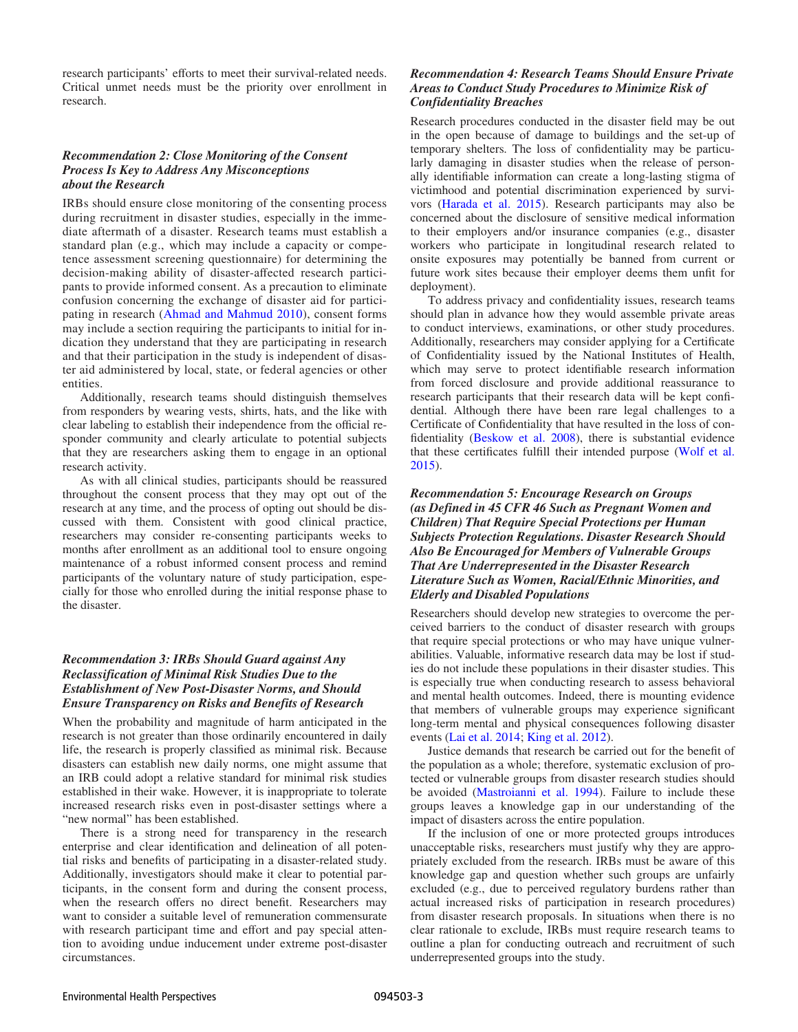research participants' efforts to meet their survival-related needs. Critical unmet needs must be the priority over enrollment in research.

### *Recommendation 2: Close Monitoring of the Consent Process Is Key to Address Any Misconceptions about the Research*

IRBs should ensure close monitoring of the consenting process during recruitment in disaster studies, especially in the immediate aftermath of a disaster. Research teams must establish a standard plan (e.g., which may include a capacity or competence assessment screening questionnaire) for determining the decision-making ability of disaster-affected research participants to provide informed consent. As a precaution to eliminate confusion concerning the exchange of disaster aid for participating in research (Ahmad and Mahmud 2010), consent forms may include a section requiring the participants to initial for indication they understand that they are participating in research and that their participation in the study is independent of disaster aid administered by local, state, or federal agencies or other entities.

Additionally, research teams should distinguish themselves from responders by wearing vests, shirts, hats, and the like with clear labeling to establish their independence from the official responder community and clearly articulate to potential subjects that they are researchers asking them to engage in an optional research activity.

As with all clinical studies, participants should be reassured throughout the consent process that they may opt out of the research at any time, and the process of opting out should be discussed with them. Consistent with good clinical practice, researchers may consider re-consenting participants weeks to months after enrollment as an additional tool to ensure ongoing maintenance of a robust informed consent process and remind participants of the voluntary nature of study participation, especially for those who enrolled during the initial response phase to the disaster.

### *Recommendation 3: IRBs Should Guard against Any Reclassification of Minimal Risk Studies Due to the Establishment of New Post-Disaster Norms, and Should Ensure Transparency on Risks and Benefits of Research*

When the probability and magnitude of harm anticipated in the research is not greater than those ordinarily encountered in daily life, the research is properly classified as minimal risk. Because disasters can establish new daily norms, one might assume that an IRB could adopt a relative standard for minimal risk studies established in their wake. However, it is inappropriate to tolerate increased research risks even in post-disaster settings where a "new normal" has been established.

There is a strong need for transparency in the research enterprise and clear identification and delineation of all potential risks and benefits of participating in a disaster-related study. Additionally, investigators should make it clear to potential participants, in the consent form and during the consent process, when the research offers no direct benefit. Researchers may want to consider a suitable level of remuneration commensurate with research participant time and effort and pay special attention to avoiding undue inducement under extreme post-disaster circumstances.

### *Recommendation 4: Research Teams Should Ensure Private Areas to Conduct Study Procedures to Minimize Risk of Confidentiality Breaches*

Research procedures conducted in the disaster field may be out in the open because of damage to buildings and the set-up of temporary shelters. The loss of confidentiality may be particularly damaging in disaster studies when the release of personally identifiable information can create a long-lasting stigma of victimhood and potential discrimination experienced by survivors (Harada et al. 2015). Research participants may also be concerned about the disclosure of sensitive medical information to their employers and/or insurance companies (e.g., disaster workers who participate in longitudinal research related to onsite exposures may potentially be banned from current or future work sites because their employer deems them unfit for deployment).

To address privacy and confidentiality issues, research teams should plan in advance how they would assemble private areas to conduct interviews, examinations, or other study procedures. Additionally, researchers may consider applying for a Certificate of Confidentiality issued by the National Institutes of Health, which may serve to protect identifiable research information from forced disclosure and provide additional reassurance to research participants that their research data will be kept confidential. Although there have been rare legal challenges to a Certificate of Confidentiality that have resulted in the loss of confidentiality (Beskow et al. 2008), there is substantial evidence that these certificates fulfill their intended purpose (Wolf et al. 2015).

### *Recommendation 5: Encourage Research on Groups (as Defined in 45 CFR 46 Such as Pregnant Women and Children) That Require Special Protections per Human Subjects Protection Regulations. Disaster Research Should Also Be Encouraged for Members of Vulnerable Groups That Are Underrepresented in the Disaster Research Literature Such as Women, Racial/Ethnic Minorities, and Elderly and Disabled Populations*

Researchers should develop new strategies to overcome the perceived barriers to the conduct of disaster research with groups that require special protections or who may have unique vulnerabilities. Valuable, informative research data may be lost if studies do not include these populations in their disaster studies. This is especially true when conducting research to assess behavioral and mental health outcomes. Indeed, there is mounting evidence that members of vulnerable groups may experience significant long-term mental and physical consequences following disaster events (Lai et al. 2014; King et al. 2012).

Justice demands that research be carried out for the benefit of the population as a whole; therefore, systematic exclusion of protected or vulnerable groups from disaster research studies should be avoided (Mastroianni et al. 1994). Failure to include these groups leaves a knowledge gap in our understanding of the impact of disasters across the entire population.

If the inclusion of one or more protected groups introduces unacceptable risks, researchers must justify why they are appropriately excluded from the research. IRBs must be aware of this knowledge gap and question whether such groups are unfairly excluded (e.g., due to perceived regulatory burdens rather than actual increased risks of participation in research procedures) from disaster research proposals. In situations when there is no clear rationale to exclude, IRBs must require research teams to outline a plan for conducting outreach and recruitment of such underrepresented groups into the study.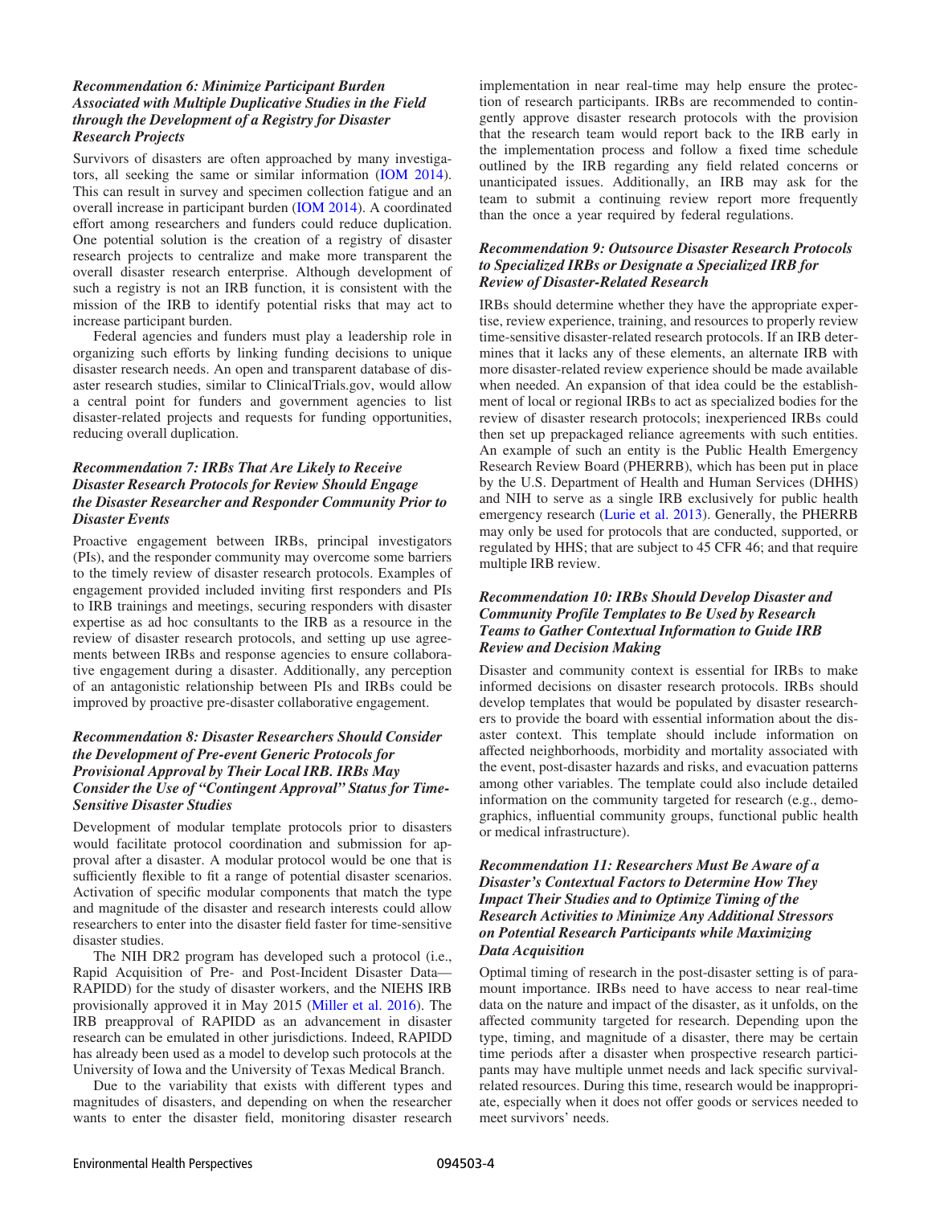### *Recommendation 6: Minimize Participant Burden Associated with Multiple Duplicative Studies in the Field through the Development of a Registry for Disaster Research Projects*

Survivors of disasters are often approached by many investigators, all seeking the same or similar information (IOM 2014). This can result in survey and specimen collection fatigue and an overall increase in participant burden (IOM 2014). A coordinated effort among researchers and funders could reduce duplication. One potential solution is the creation of a registry of disaster research projects to centralize and make more transparent the overall disaster research enterprise. Although development of such a registry is not an IRB function, it is consistent with the mission of the IRB to identify potential risks that may act to increase participant burden.

Federal agencies and funders must play a leadership role in organizing such efforts by linking funding decisions to unique disaster research needs. An open and transparent database of disaster research studies, similar to ClinicalTrials.gov, would allow a central point for funders and government agencies to list disaster-related projects and requests for funding opportunities, reducing overall duplication.

### *Recommendation 7: IRBs That Are Likely to Receive Disaster Research Protocols for Review Should Engage the Disaster Researcher and Responder Community Prior to Disaster Events*

Proactive engagement between IRBs, principal investigators (PIs), and the responder community may overcome some barriers to the timely review of disaster research protocols. Examples of engagement provided included inviting first responders and PIs to IRB trainings and meetings, securing responders with disaster expertise as ad hoc consultants to the IRB as a resource in the review of disaster research protocols, and setting up use agreements between IRBs and response agencies to ensure collaborative engagement during a disaster. Additionally, any perception of an antagonistic relationship between PIs and IRBs could be improved by proactive pre-disaster collaborative engagement.

### *Recommendation 8: Disaster Researchers Should Consider the Development of Pre-event Generic Protocols for Provisional Approval by Their Local IRB. IRBs May Consider the Use of "Contingent Approval" Status for Time-Sensitive Disaster Studies*

Development of modular template protocols prior to disasters would facilitate protocol coordination and submission for approval after a disaster. A modular protocol would be one that is sufficiently flexible to fit a range of potential disaster scenarios. Activation of specific modular components that match the type and magnitude of the disaster and research interests could allow researchers to enter into the disaster field faster for time-sensitive disaster studies.

The NIH DR2 program has developed such a protocol (i.e., Rapid Acquisition of Pre- and Post-Incident Disaster Data—RAPIDD) for the study of disaster workers, and the NIEHS IRB provisionally approved it in May 2015 (Miller et al. 2016). The IRB preapproval of RAPIDD as an advancement in disaster research can be emulated in other jurisdictions. Indeed, RAPIDD has already been used as a model to develop such protocols at the University of Iowa and the University of Texas Medical Branch.

Due to the variability that exists with different types and magnitudes of disasters, and depending on when the researcher wants to enter the disaster field, monitoring disaster research implementation in near real-time may help ensure the protection of research participants. IRBs are recommended to contingently approve disaster research protocols with the provision that the research team would report back to the IRB early in the implementation process and follow a fixed time schedule outlined by the IRB regarding any field related concerns or unanticipated issues. Additionally, an IRB may ask for the team to submit a continuing review report more frequently than the once a year required by federal regulations.

### *Recommendation 9: Outsource Disaster Research Protocols to Specialized IRBs or Designate a Specialized IRB for Review of Disaster-Related Research*

IRBs should determine whether they have the appropriate expertise, review experience, training, and resources to properly review time-sensitive disaster-related research protocols. If an IRB determines that it lacks any of these elements, an alternate IRB with more disaster-related review experience should be made available when needed. An expansion of that idea could be the establishment of local or regional IRBs to act as specialized bodies for the review of disaster research protocols; inexperienced IRBs could then set up prepackaged reliance agreements with such entities. An example of such an entity is the Public Health Emergency Research Review Board (PHERRB), which has been put in place by the U.S. Department of Health and Human Services (DHHS) and NIH to serve as a single IRB exclusively for public health emergency research (Lurie et al. 2013). Generally, the PHERRB may only be used for protocols that are conducted, supported, or regulated by HHS; that are subject to 45 CFR 46; and that require multiple IRB review.

### *Recommendation 10: IRBs Should Develop Disaster and Community Profile Templates to Be Used by Research Teams to Gather Contextual Information to Guide IRB Review and Decision Making*

Disaster and community context is essential for IRBs to make informed decisions on disaster research protocols. IRBs should develop templates that would be populated by disaster researchers to provide the board with essential information about the disaster context. This template should include information on affected neighborhoods, morbidity and mortality associated with the event, post-disaster hazards and risks, and evacuation patterns among other variables. The template could also include detailed information on the community targeted for research (e.g., demographics, influential community groups, functional public health or medical infrastructure).

### *Recommendation 11: Researchers Must Be Aware of a Disaster's Contextual Factors to Determine How They Impact Their Studies and to Optimize Timing of the Research Activities to Minimize Any Additional Stressors on Potential Research Participants while Maximizing Data Acquisition*

Optimal timing of research in the post-disaster setting is of paramount importance. IRBs need to have access to near real-time data on the nature and impact of the disaster, as it unfolds, on the affected community targeted for research. Depending upon the type, timing, and magnitude of a disaster, there may be certain time periods after a disaster when prospective research participants may have multiple unmet needs and lack specific survival-related resources. During this time, research would be inappropriate, especially when it does not offer goods or services needed to meet survivors' needs.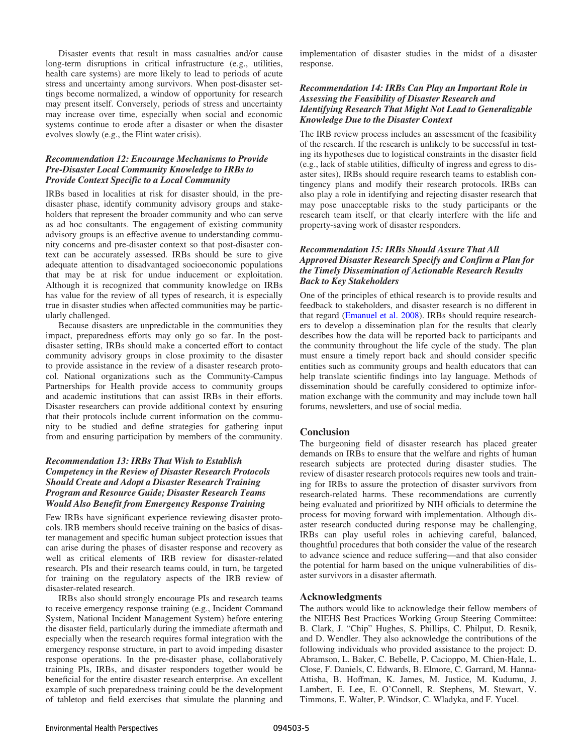Disaster events that result in mass casualties and/or cause long-term disruptions in critical infrastructure (e.g., utilities, health care systems) are more likely to lead to periods of acute stress and uncertainty among survivors. When post-disaster settings become normalized, a window of opportunity for research may present itself. Conversely, periods of stress and uncertainty may increase over time, especially when social and economic systems continue to erode after a disaster or when the disaster evolves slowly (e.g., the Flint water crisis).

### *Recommendation 12: Encourage Mechanisms to Provide Pre-Disaster Local Community Knowledge to IRBs to Provide Context Specific to a Local Community*

IRBs based in localities at risk for disaster should, in the pre-disaster phase, identify community advisory groups and stakeholders that represent the broader community and who can serve as ad hoc consultants. The engagement of existing community advisory groups is an effective avenue to understanding community concerns and pre-disaster context so that post-disaster context can be accurately assessed. IRBs should be sure to give adequate attention to disadvantaged socioeconomic populations that may be at risk for undue inducement or exploitation. Although it is recognized that community knowledge on IRBs has value for the review of all types of research, it is especially true in disaster studies when affected communities may be particularly challenged.

Because disasters are unpredictable in the communities they impact, preparedness efforts may only go so far. In the post-disaster setting, IRBs should make a concerted effort to contact community advisory groups in close proximity to the disaster to provide assistance in the review of a disaster research protocol. National organizations such as the Community-Campus Partnerships for Health provide access to community groups and academic institutions that can assist IRBs in their efforts. Disaster researchers can provide additional context by ensuring that their protocols include current information on the community to be studied and define strategies for gathering input from and ensuring participation by members of the community.

### *Recommendation 13: IRBs That Wish to Establish Competency in the Review of Disaster Research Protocols Should Create and Adopt a Disaster Research Training Program and Resource Guide; Disaster Research Teams Would Also Benefit from Emergency Response Training*

Few IRBs have significant experience reviewing disaster protocols. IRB members should receive training on the basics of disaster management and specific human subject protection issues that can arise during the phases of disaster response and recovery as well as critical elements of IRB review for disaster-related research. PIs and their research teams could, in turn, be targeted for training on the regulatory aspects of the IRB review of disaster-related research.

IRBs also should strongly encourage PIs and research teams to receive emergency response training (e.g., Incident Command System, National Incident Management System) before entering the disaster field, particularly during the immediate aftermath and especially when the research requires formal integration with the emergency response structure, in part to avoid impeding disaster response operations. In the pre-disaster phase, collaboratively training PIs, IRBs, and disaster responders together would be beneficial for the entire disaster research enterprise. An excellent example of such preparedness training could be the development of tabletop and field exercises that simulate the planning and implementation of disaster studies in the midst of a disaster response.

### *Recommendation 14: IRBs Can Play an Important Role in Assessing the Feasibility of Disaster Research and Identifying Research That Might Not Lead to Generalizable Knowledge Due to the Disaster Context*

The IRB review process includes an assessment of the feasibility of the research. If the research is unlikely to be successful in testing its hypotheses due to logistical constraints in the disaster field (e.g., lack of stable utilities, difficulty of ingress and egress to disaster sites), IRBs should require research teams to establish contingency plans and modify their research protocols. IRBs can also play a role in identifying and rejecting disaster research that may pose unacceptable risks to the study participants or the research team itself, or that clearly interfere with the life and property-saving work of disaster responders.

### *Recommendation 15: IRBs Should Assure That All Approved Disaster Research Specify and Confirm a Plan for the Timely Dissemination of Actionable Research Results Back to Key Stakeholders*

One of the principles of ethical research is to provide results and feedback to stakeholders, and disaster research is no different in that regard (Emanuel et al. 2008). IRBs should require researchers to develop a dissemination plan for the results that clearly describes how the data will be reported back to participants and the community throughout the life cycle of the study. The plan must ensure a timely report back and should consider specific entities such as community groups and health educators that can help translate scientific findings into lay language. Methods of dissemination should be carefully considered to optimize information exchange with the community and may include town hall forums, newsletters, and use of social media.

## Conclusion

The burgeoning field of disaster research has placed greater demands on IRBs to ensure that the welfare and rights of human research subjects are protected during disaster studies. The review of disaster research protocols requires new tools and training for IRBs to assure the protection of disaster survivors from research-related harms. These recommendations are currently being evaluated and prioritized by NIH officials to determine the process for moving forward with implementation. Although disaster research conducted during response may be challenging, IRBs can play useful roles in achieving careful, balanced, thoughtful procedures that both consider the value of the research to advance science and reduce suffering—and that also consider the potential for harm based on the unique vulnerabilities of disaster survivors in a disaster aftermath.

## Acknowledgments

The authors would like to acknowledge their fellow members of the NIEHS Best Practices Working Group Steering Committee: B. Clark, J. "Chip" Hughes, S. Phillips, C. Philput, D. Resnik, and D. Wendler. They also acknowledge the contributions of the following individuals who provided assistance to the project: D. Abramson, L. Baker, C. Bebelle, P. Cacioppo, M. Chien-Hale, L. Close, F. Daniels, C. Edwards, B. Elmore, C. Garrard, M. Hanna-Attisha, B. Hoffman, K. James, M. Justice, M. Kudumu, J. Lambert, E. Lee, E. O'Connell, R. Stephens, M. Stewart, V. Timmons, E. Walter, P. Windsor, C. Wladyka, and F. Yucel.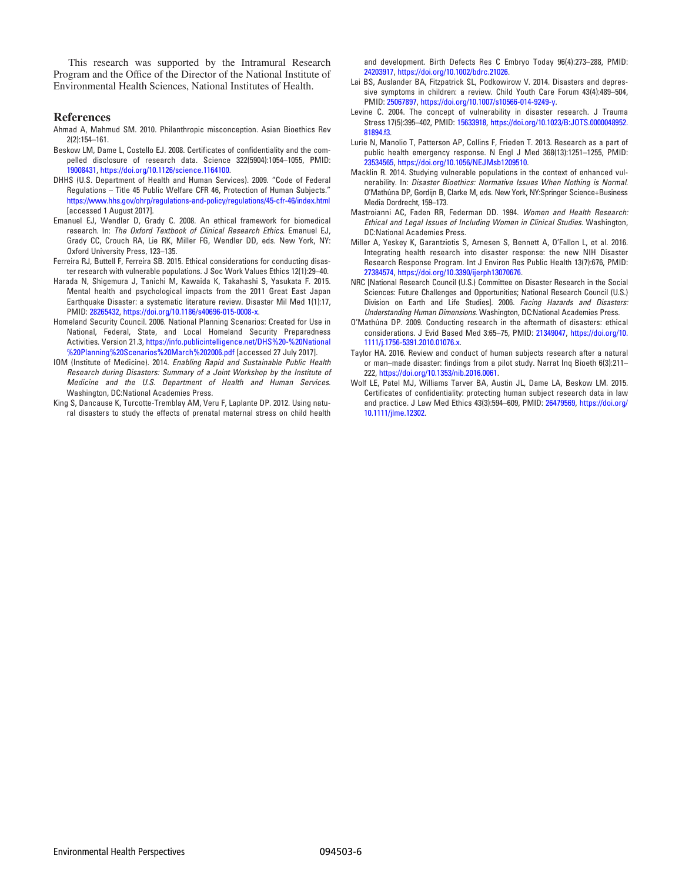This research was supported by the Intramural Research Program and the Office of the Director of the National Institute of Environmental Health Sciences, National Institutes of Health.

## References

Ahmad A, Mahmud SM. 2010. Philanthropic misconception. Asian Bioethics Rev 2(2):154–161.

Beskow LM, Dame L, Costello EJ. 2008. Certificates of confidentiality and the compelled disclosure of research data. Science 322(5904):1054–1055, PMID: 19008431, https://doi.org/10.1126/science.1164100.

DHHS (U.S. Department of Health and Human Services). 2009. "Code of Federal Regulations – Title 45 Public Welfare CFR 46, Protection of Human Subjects." https://www.hhs.gov/ohrp/regulations-and-policy/regulations/45-cfr-46/index.html [accessed 1 August 2017].

Emanuel EJ, Wendler D, Grady C. 2008. An ethical framework for biomedical research. In: *The Oxford Textbook of Clinical Research Ethics*. Emanuel EJ, Grady CC, Crouch RA, Lie RK, Miller FG, Wendler DD, eds. New York, NY: Oxford University Press, 123–135.

Ferreira RJ, Buttell F, Ferreira SB. 2015. Ethical considerations for conducting disaster research with vulnerable populations. J Soc Work Values Ethics 12(1):29–40.

Harada N, Shigemura J, Tanichi M, Kawaida K, Takahashi S, Yasukata F. 2015. Mental health and psychological impacts from the 2011 Great East Japan Earthquake Disaster: a systematic literature review. Disaster Mil Med 1(1):17, PMID: 28265432, https://doi.org/10.1186/s40696-015-0008-x.

Homeland Security Council. 2006. National Planning Scenarios: Created for Use in National, Federal, State, and Local Homeland Security Preparedness Activities. Version 21.3, https://info.publicintelligence.net/DHS%20-%20National%20Planning%20Scenarios%20March%202006.pdf [accessed 27 July 2017].

IOM (Institute of Medicine). 2014. *Enabling Rapid and Sustainable Public Health Research during Disasters: Summary of a Joint Workshop by the Institute of Medicine and the U.S. Department of Health and Human Services*. Washington, DC:National Academies Press.

King S, Dancause K, Turcotte-Tremblay AM, Veru F, Laplante DP. 2012. Using natural disasters to study the effects of prenatal maternal stress on child health and development. Birth Defects Res C Embryo Today 96(4):273–288, PMID: 24203917, https://doi.org/10.1002/bdrc.21026.

Lai BS, Auslander BA, Fitzpatrick SL, Podkowirow V. 2014. Disasters and depressive symptoms in children: a review. Child Youth Care Forum 43(4):489–504, PMID: 25067897, https://doi.org/10.1007/s10566-014-9249-y.

Levine C. 2004. The concept of vulnerability in disaster research. J Trauma Stress 17(5):395–402, PMID: 15633918, https://doi.org/10.1023/B:JOTS.0000048952.81894.f3.

Lurie N, Manolio T, Patterson AP, Collins F, Frieden T. 2013. Research as a part of public health emergency response. N Engl J Med 368(13):1251–1255, PMID: 23534565, https://doi.org/10.1056/NEJMsb1209510.

Macklin R. 2014. Studying vulnerable populations in the context of enhanced vulnerability. In: *Disaster Bioethics: Normative Issues When Nothing is Normal*. O'Mathúna DP, Gordijn B, Clarke M, eds. New York, NY:Springer Science+Business Media Dordrecht, 159–173.

Mastroianni AC, Faden RR, Federman DD. 1994. *Women and Health Research: Ethical and Legal Issues of Including Women in Clinical Studies*. Washington, DC:National Academies Press.

Miller A, Yeskey K, Garantziotis S, Arnesen S, Bennett A, O'Fallon L, et al. 2016. Integrating health research into disaster response: the new NIH Disaster Research Response Program. Int J Environ Res Public Health 13(7):676, PMID: 27384574, https://doi.org/10.3390/ijerph13070676.

NRC [National Research Council (U.S.) Committee on Disaster Research in the Social Sciences: Future Challenges and Opportunities; National Research Council (U.S.) Division on Earth and Life Studies]. 2006. *Facing Hazards and Disasters: Understanding Human Dimensions*. Washington, DC:National Academies Press.

O'Mathúna DP. 2009. Conducting research in the aftermath of disasters: ethical considerations. J Evid Based Med 3:65–75, PMID: 21349047, https://doi.org/10.1111/j.1756-5391.2010.01076.x.

Taylor HA. 2016. Review and conduct of human subjects research after a natural or man–made disaster: findings from a pilot study. Narrat Inq Bioeth 6(3):211–222, https://doi.org/10.1353/nib.2016.0061.

Wolf LE, Patel MJ, Williams Tarver BA, Austin JL, Dame LA, Beskow LM. 2015. Certificates of confidentiality: protecting human subject research data in law and practice. J Law Med Ethics 43(3):594–609, PMID: 26479569, https://doi.org/10.1111/jlme.12302.